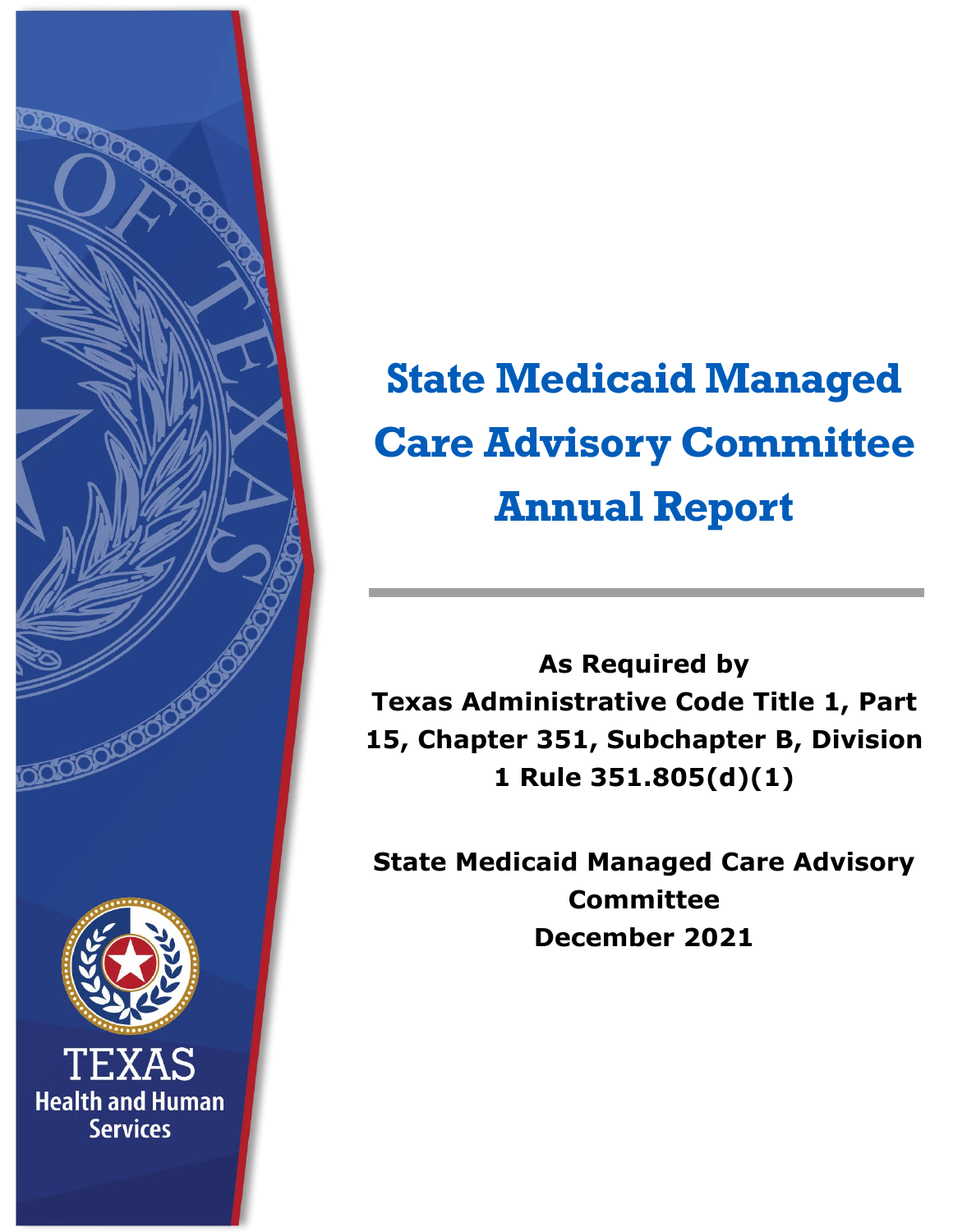# State Medicaid Managed Care Advisory Committee Annual Report

**As Required by**
**Texas Administrative Code Title 1, Part 15, Chapter 351, Subchapter B, Division 1 Rule 351.805(d)(1)**

**State Medicaid Managed Care Advisory Committee**
**December 2021**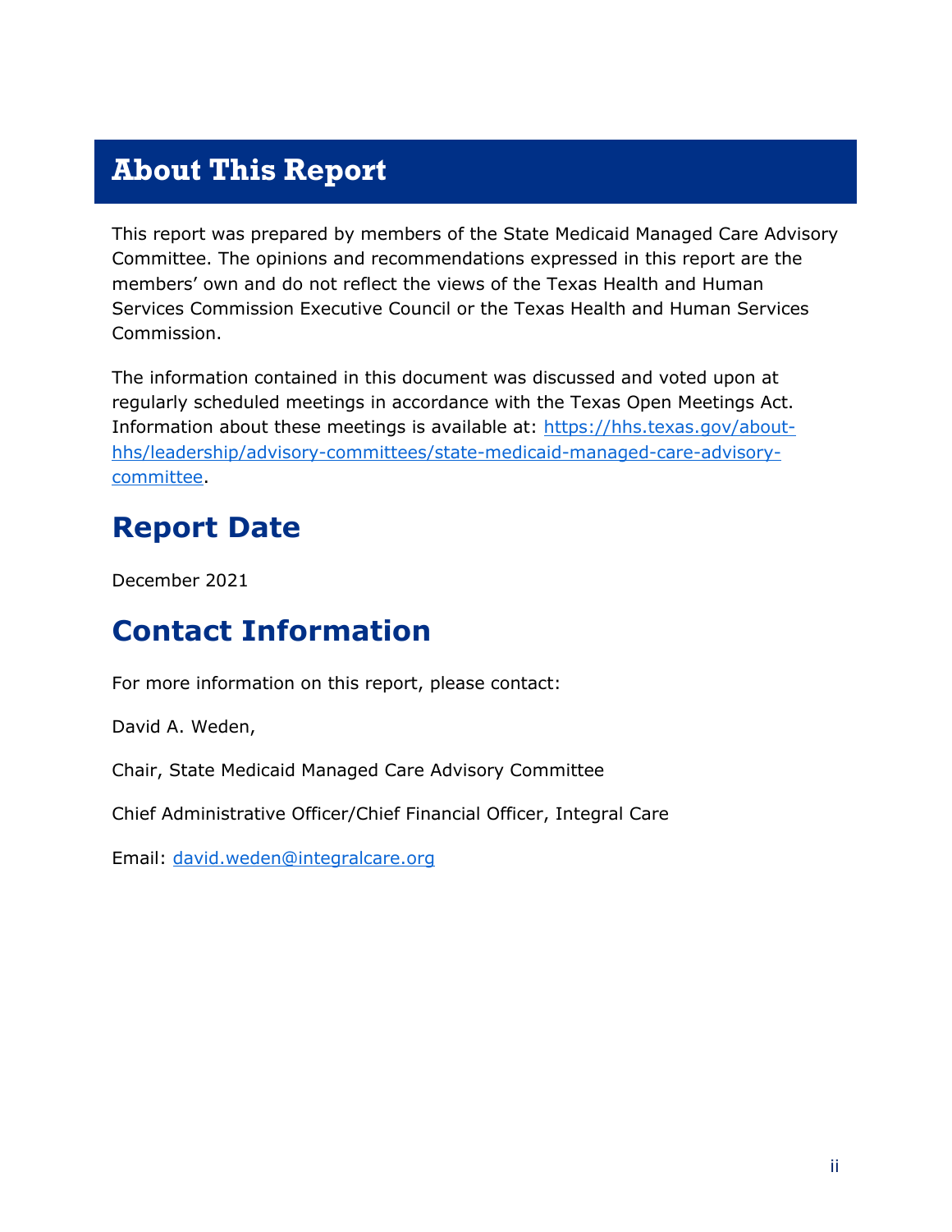# About This Report

This report was prepared by members of the State Medicaid Managed Care Advisory Committee. The opinions and recommendations expressed in this report are the members' own and do not reflect the views of the Texas Health and Human Services Commission Executive Council or the Texas Health and Human Services Commission.

The information contained in this document was discussed and voted upon at regularly scheduled meetings in accordance with the Texas Open Meetings Act. Information about these meetings is available at: [https://hhs.texas.gov/about-hhs/leadership/advisory-committees/state-medicaid-managed-care-advisory-committee](https://hhs.texas.gov/about-hhs/leadership/advisory-committees/state-medicaid-managed-care-advisory-committee).

## Report Date

December 2021

## Contact Information

For more information on this report, please contact:

David A. Weden,

Chair, State Medicaid Managed Care Advisory Committee

Chief Administrative Officer/Chief Financial Officer, Integral Care

Email: [david.weden@integralcare.org](mailto:david.weden@integralcare.org)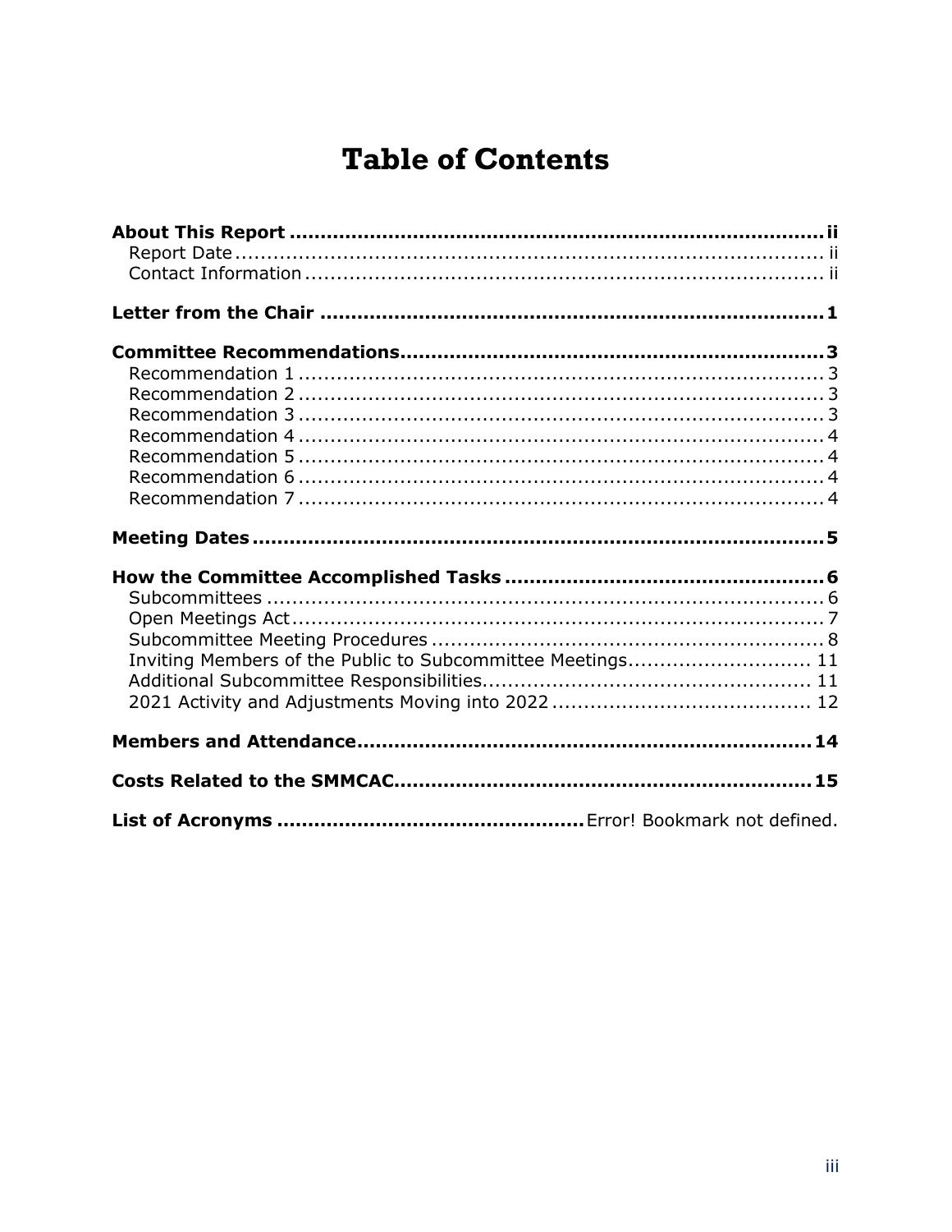# Table of Contents

**About This Report .......... ii**
- Report Date .......... ii
- Contact Information .......... ii

**Letter from the Chair .......... 1**

**Committee Recommendations .......... 3**
- Recommendation 1 .......... 3
- Recommendation 2 .......... 3
- Recommendation 3 .......... 3
- Recommendation 4 .......... 4
- Recommendation 5 .......... 4
- Recommendation 6 .......... 4
- Recommendation 7 .......... 4

**Meeting Dates .......... 5**

**How the Committee Accomplished Tasks .......... 6**
- Subcommittees .......... 6
- Open Meetings Act .......... 7
- Subcommittee Meeting Procedures .......... 8
- Inviting Members of the Public to Subcommittee Meetings .......... 11
- Additional Subcommittee Responsibilities .......... 11
- 2021 Activity and Adjustments Moving into 2022 .......... 12

**Members and Attendance .......... 14**

**Costs Related to the SMMCAC .......... 15**

**List of Acronyms ..........** Error! Bookmark not defined.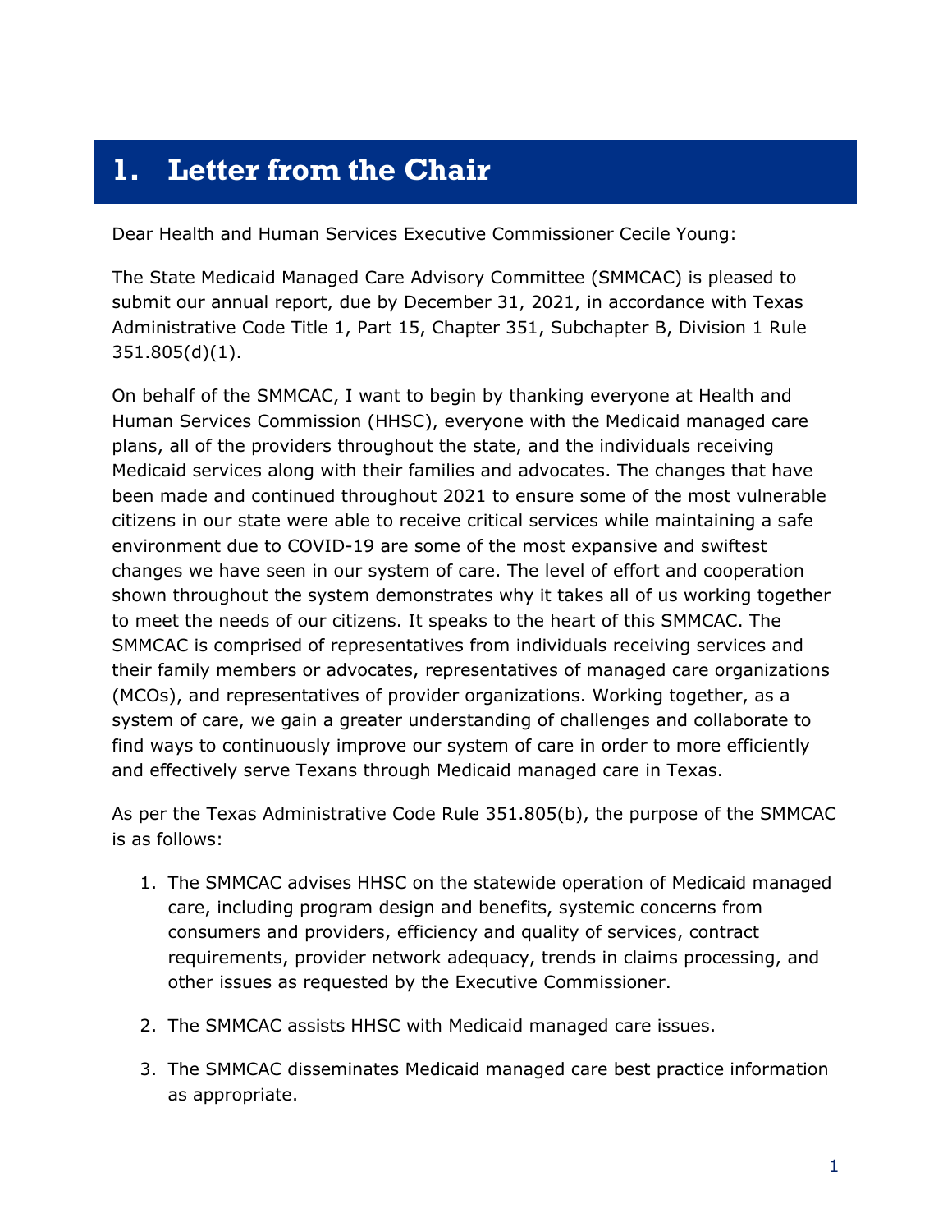# 1. Letter from the Chair

Dear Health and Human Services Executive Commissioner Cecile Young:

The State Medicaid Managed Care Advisory Committee (SMMCAC) is pleased to submit our annual report, due by December 31, 2021, in accordance with Texas Administrative Code Title 1, Part 15, Chapter 351, Subchapter B, Division 1 Rule 351.805(d)(1).

On behalf of the SMMCAC, I want to begin by thanking everyone at Health and Human Services Commission (HHSC), everyone with the Medicaid managed care plans, all of the providers throughout the state, and the individuals receiving Medicaid services along with their families and advocates. The changes that have been made and continued throughout 2021 to ensure some of the most vulnerable citizens in our state were able to receive critical services while maintaining a safe environment due to COVID-19 are some of the most expansive and swiftest changes we have seen in our system of care. The level of effort and cooperation shown throughout the system demonstrates why it takes all of us working together to meet the needs of our citizens. It speaks to the heart of this SMMCAC. The SMMCAC is comprised of representatives from individuals receiving services and their family members or advocates, representatives of managed care organizations (MCOs), and representatives of provider organizations. Working together, as a system of care, we gain a greater understanding of challenges and collaborate to find ways to continuously improve our system of care in order to more efficiently and effectively serve Texans through Medicaid managed care in Texas.

As per the Texas Administrative Code Rule 351.805(b), the purpose of the SMMCAC is as follows:

1. The SMMCAC advises HHSC on the statewide operation of Medicaid managed care, including program design and benefits, systemic concerns from consumers and providers, efficiency and quality of services, contract requirements, provider network adequacy, trends in claims processing, and other issues as requested by the Executive Commissioner.

2. The SMMCAC assists HHSC with Medicaid managed care issues.

3. The SMMCAC disseminates Medicaid managed care best practice information as appropriate.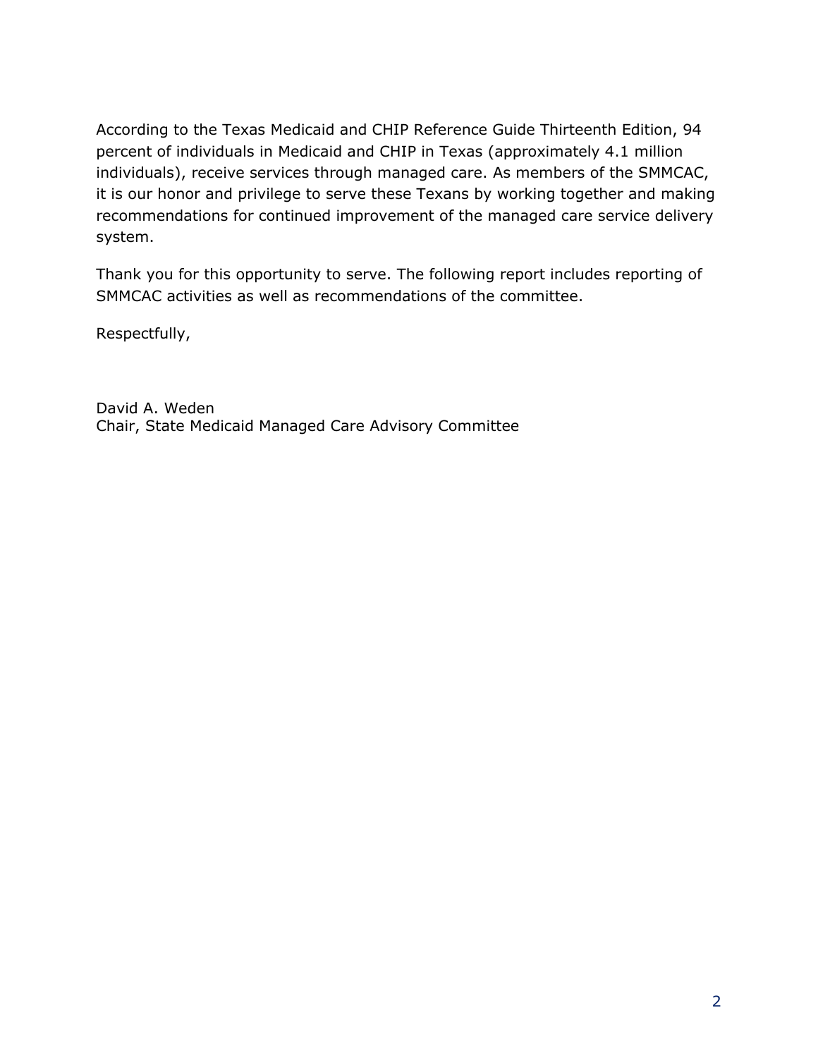According to the Texas Medicaid and CHIP Reference Guide Thirteenth Edition, 94 percent of individuals in Medicaid and CHIP in Texas (approximately 4.1 million individuals), receive services through managed care. As members of the SMMCAC, it is our honor and privilege to serve these Texans by working together and making recommendations for continued improvement of the managed care service delivery system.

Thank you for this opportunity to serve. The following report includes reporting of SMMCAC activities as well as recommendations of the committee.

Respectfully,

David A. Weden
Chair, State Medicaid Managed Care Advisory Committee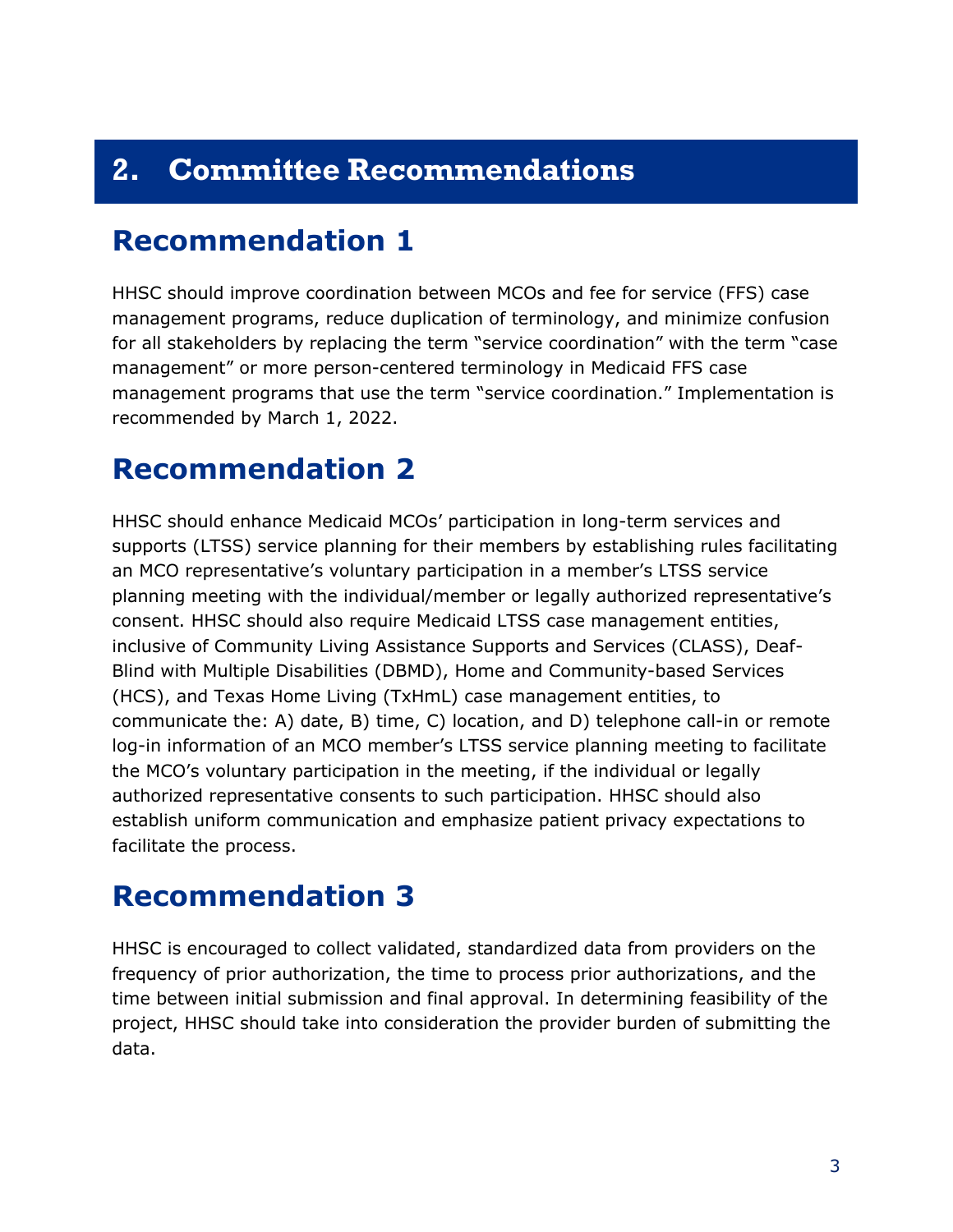# 2. Committee Recommendations

## Recommendation 1

HHSC should improve coordination between MCOs and fee for service (FFS) case management programs, reduce duplication of terminology, and minimize confusion for all stakeholders by replacing the term "service coordination" with the term "case management" or more person-centered terminology in Medicaid FFS case management programs that use the term "service coordination." Implementation is recommended by March 1, 2022.

## Recommendation 2

HHSC should enhance Medicaid MCOs' participation in long-term services and supports (LTSS) service planning for their members by establishing rules facilitating an MCO representative's voluntary participation in a member's LTSS service planning meeting with the individual/member or legally authorized representative's consent. HHSC should also require Medicaid LTSS case management entities, inclusive of Community Living Assistance Supports and Services (CLASS), Deaf-Blind with Multiple Disabilities (DBMD), Home and Community-based Services (HCS), and Texas Home Living (TxHmL) case management entities, to communicate the: A) date, B) time, C) location, and D) telephone call-in or remote log-in information of an MCO member's LTSS service planning meeting to facilitate the MCO's voluntary participation in the meeting, if the individual or legally authorized representative consents to such participation. HHSC should also establish uniform communication and emphasize patient privacy expectations to facilitate the process.

## Recommendation 3

HHSC is encouraged to collect validated, standardized data from providers on the frequency of prior authorization, the time to process prior authorizations, and the time between initial submission and final approval. In determining feasibility of the project, HHSC should take into consideration the provider burden of submitting the data.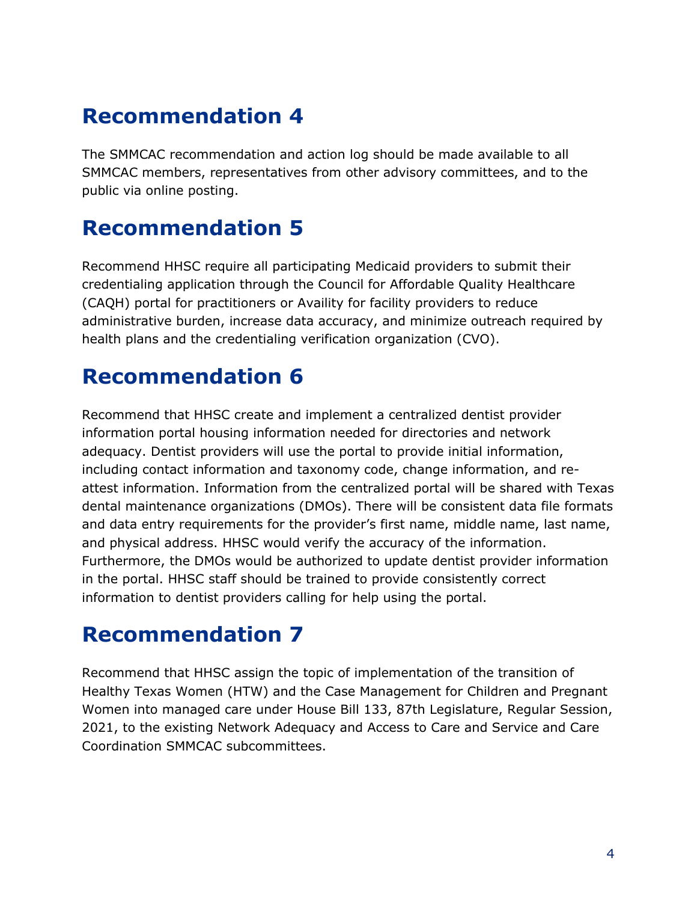## Recommendation 4

The SMMCAC recommendation and action log should be made available to all SMMCAC members, representatives from other advisory committees, and to the public via online posting.

## Recommendation 5

Recommend HHSC require all participating Medicaid providers to submit their credentialing application through the Council for Affordable Quality Healthcare (CAQH) portal for practitioners or Availity for facility providers to reduce administrative burden, increase data accuracy, and minimize outreach required by health plans and the credentialing verification organization (CVO).

## Recommendation 6

Recommend that HHSC create and implement a centralized dentist provider information portal housing information needed for directories and network adequacy. Dentist providers will use the portal to provide initial information, including contact information and taxonomy code, change information, and re-attest information. Information from the centralized portal will be shared with Texas dental maintenance organizations (DMOs). There will be consistent data file formats and data entry requirements for the provider's first name, middle name, last name, and physical address. HHSC would verify the accuracy of the information. Furthermore, the DMOs would be authorized to update dentist provider information in the portal. HHSC staff should be trained to provide consistently correct information to dentist providers calling for help using the portal.

## Recommendation 7

Recommend that HHSC assign the topic of implementation of the transition of Healthy Texas Women (HTW) and the Case Management for Children and Pregnant Women into managed care under House Bill 133, 87th Legislature, Regular Session, 2021, to the existing Network Adequacy and Access to Care and Service and Care Coordination SMMCAC subcommittees.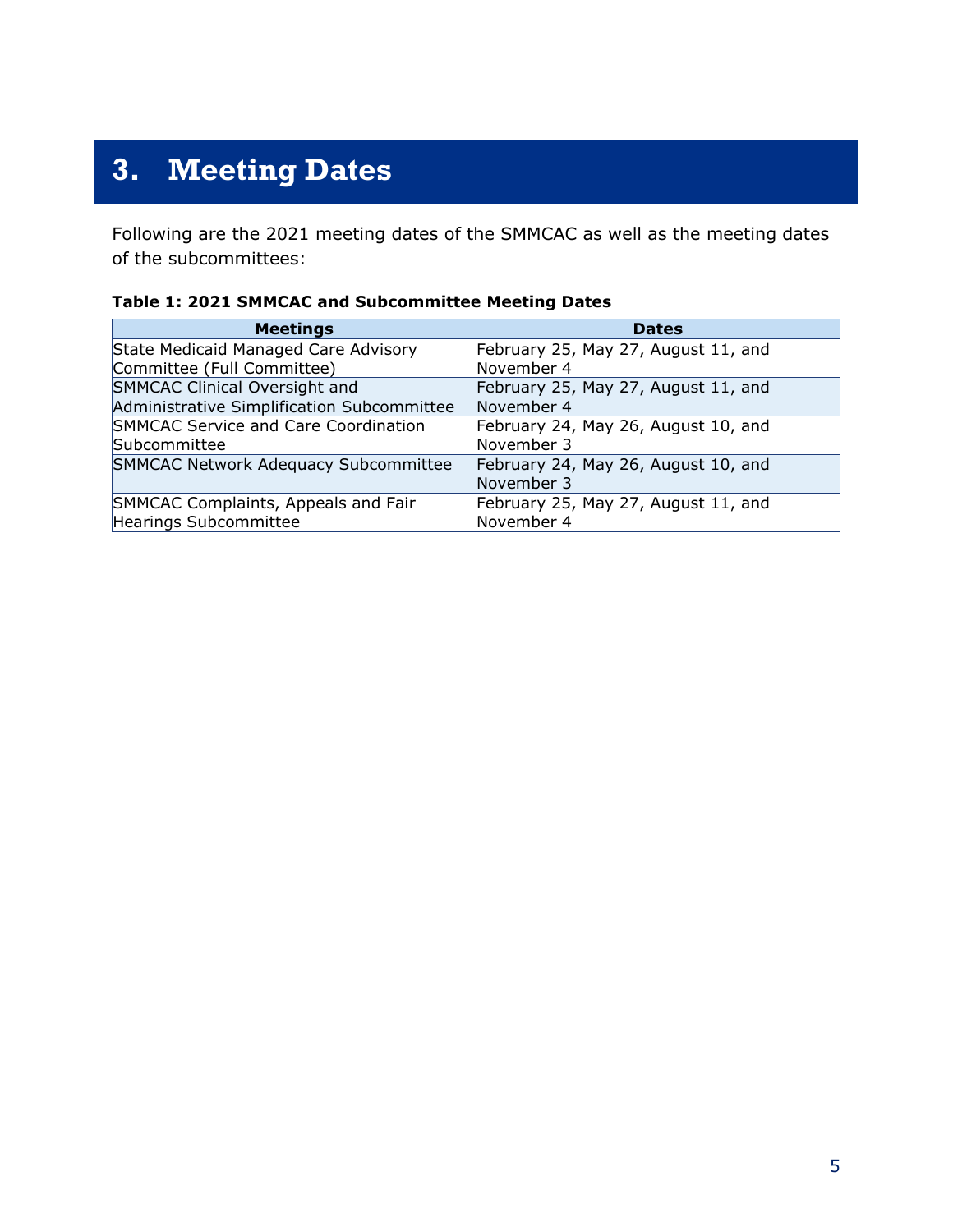# 3. Meeting Dates

Following are the 2021 meeting dates of the SMMCAC as well as the meeting dates of the subcommittees:

**Table 1: 2021 SMMCAC and Subcommittee Meeting Dates**

| Meetings | Dates |
|---|---|
| State Medicaid Managed Care Advisory Committee (Full Committee) | February 25, May 27, August 11, and November 4 |
| SMMCAC Clinical Oversight and Administrative Simplification Subcommittee | February 25, May 27, August 11, and November 4 |
| SMMCAC Service and Care Coordination Subcommittee | February 24, May 26, August 10, and November 3 |
| SMMCAC Network Adequacy Subcommittee | February 24, May 26, August 10, and November 3 |
| SMMCAC Complaints, Appeals and Fair Hearings Subcommittee | February 25, May 27, August 11, and November 4 |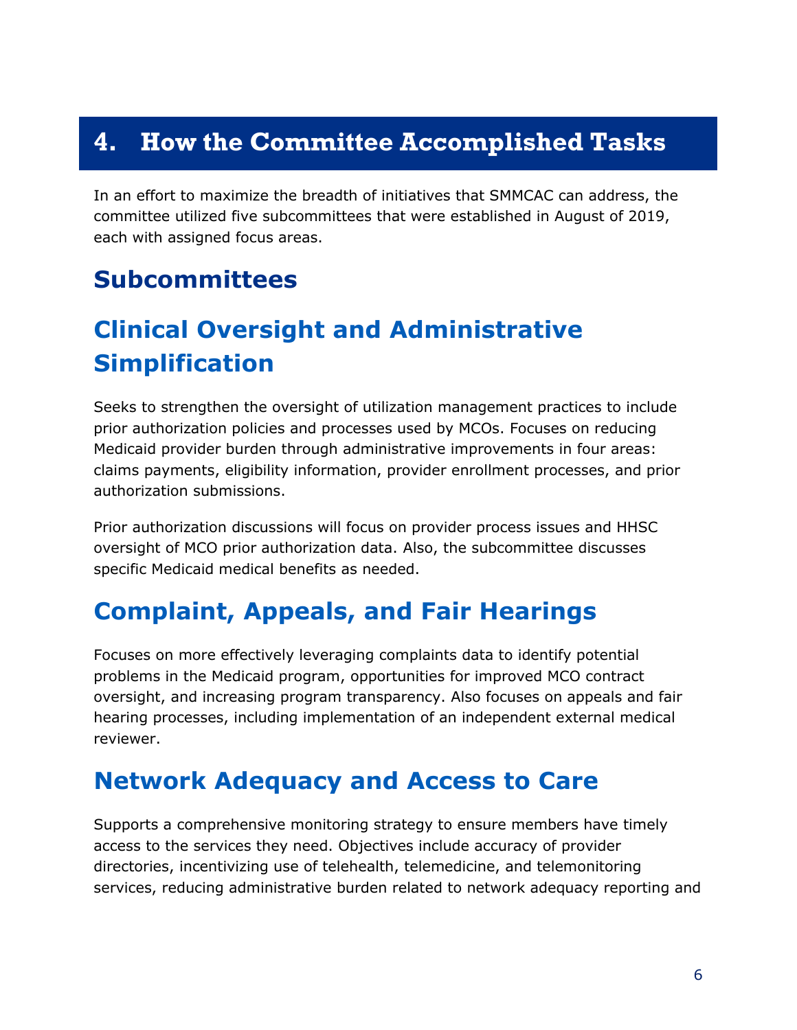# 4. How the Committee Accomplished Tasks

In an effort to maximize the breadth of initiatives that SMMCAC can address, the committee utilized five subcommittees that were established in August of 2019, each with assigned focus areas.

## Subcommittees

## Clinical Oversight and Administrative Simplification

Seeks to strengthen the oversight of utilization management practices to include prior authorization policies and processes used by MCOs. Focuses on reducing Medicaid provider burden through administrative improvements in four areas: claims payments, eligibility information, provider enrollment processes, and prior authorization submissions.

Prior authorization discussions will focus on provider process issues and HHSC oversight of MCO prior authorization data. Also, the subcommittee discusses specific Medicaid medical benefits as needed.

## Complaint, Appeals, and Fair Hearings

Focuses on more effectively leveraging complaints data to identify potential problems in the Medicaid program, opportunities for improved MCO contract oversight, and increasing program transparency. Also focuses on appeals and fair hearing processes, including implementation of an independent external medical reviewer.

## Network Adequacy and Access to Care

Supports a comprehensive monitoring strategy to ensure members have timely access to the services they need. Objectives include accuracy of provider directories, incentivizing use of telehealth, telemedicine, and telemonitoring services, reducing administrative burden related to network adequacy reporting and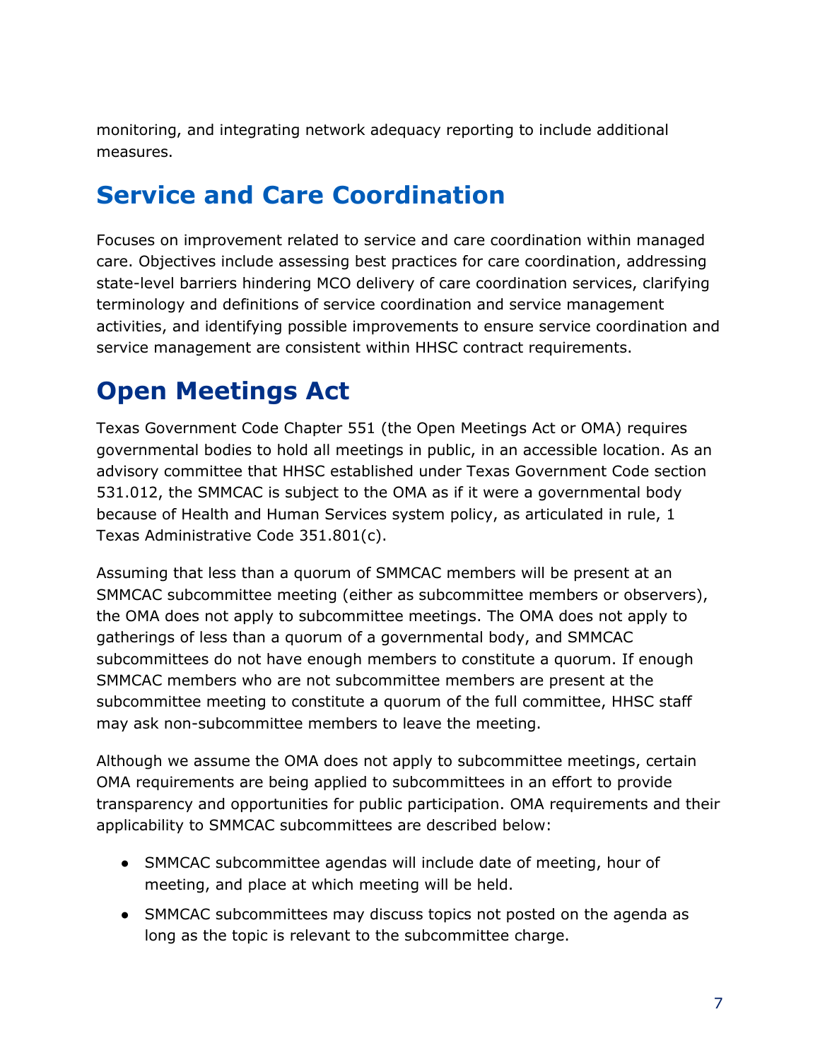monitoring, and integrating network adequacy reporting to include additional measures.

## Service and Care Coordination

Focuses on improvement related to service and care coordination within managed care. Objectives include assessing best practices for care coordination, addressing state-level barriers hindering MCO delivery of care coordination services, clarifying terminology and definitions of service coordination and service management activities, and identifying possible improvements to ensure service coordination and service management are consistent within HHSC contract requirements.

# Open Meetings Act

Texas Government Code Chapter 551 (the Open Meetings Act or OMA) requires governmental bodies to hold all meetings in public, in an accessible location. As an advisory committee that HHSC established under Texas Government Code section 531.012, the SMMCAC is subject to the OMA as if it were a governmental body because of Health and Human Services system policy, as articulated in rule, 1 Texas Administrative Code 351.801(c).

Assuming that less than a quorum of SMMCAC members will be present at an SMMCAC subcommittee meeting (either as subcommittee members or observers), the OMA does not apply to subcommittee meetings. The OMA does not apply to gatherings of less than a quorum of a governmental body, and SMMCAC subcommittees do not have enough members to constitute a quorum. If enough SMMCAC members who are not subcommittee members are present at the subcommittee meeting to constitute a quorum of the full committee, HHSC staff may ask non-subcommittee members to leave the meeting.

Although we assume the OMA does not apply to subcommittee meetings, certain OMA requirements are being applied to subcommittees in an effort to provide transparency and opportunities for public participation. OMA requirements and their applicability to SMMCAC subcommittees are described below:

- SMMCAC subcommittee agendas will include date of meeting, hour of meeting, and place at which meeting will be held.
- SMMCAC subcommittees may discuss topics not posted on the agenda as long as the topic is relevant to the subcommittee charge.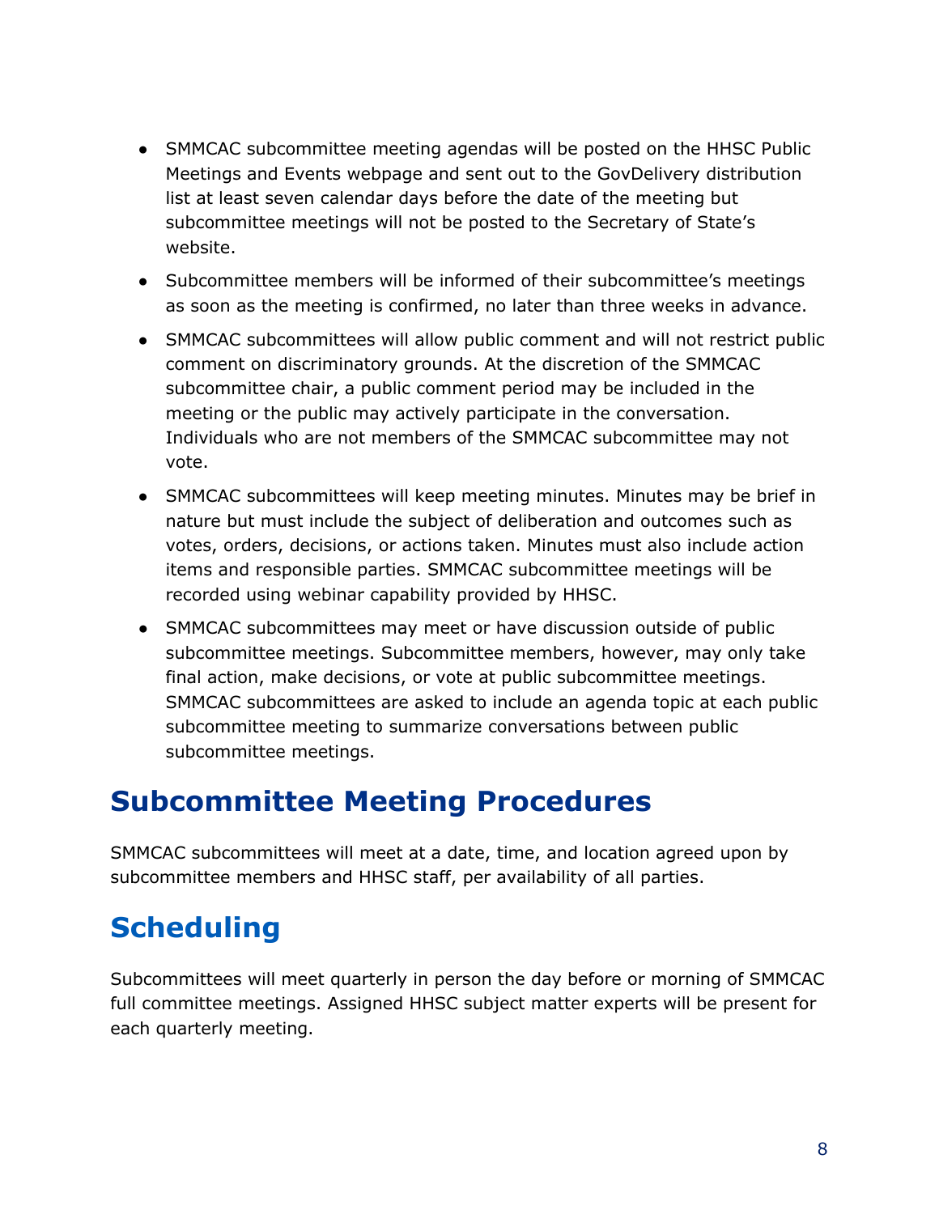- SMMCAC subcommittee meeting agendas will be posted on the HHSC Public Meetings and Events webpage and sent out to the GovDelivery distribution list at least seven calendar days before the date of the meeting but subcommittee meetings will not be posted to the Secretary of State's website.
- Subcommittee members will be informed of their subcommittee's meetings as soon as the meeting is confirmed, no later than three weeks in advance.
- SMMCAC subcommittees will allow public comment and will not restrict public comment on discriminatory grounds. At the discretion of the SMMCAC subcommittee chair, a public comment period may be included in the meeting or the public may actively participate in the conversation. Individuals who are not members of the SMMCAC subcommittee may not vote.
- SMMCAC subcommittees will keep meeting minutes. Minutes may be brief in nature but must include the subject of deliberation and outcomes such as votes, orders, decisions, or actions taken. Minutes must also include action items and responsible parties. SMMCAC subcommittee meetings will be recorded using webinar capability provided by HHSC.
- SMMCAC subcommittees may meet or have discussion outside of public subcommittee meetings. Subcommittee members, however, may only take final action, make decisions, or vote at public subcommittee meetings. SMMCAC subcommittees are asked to include an agenda topic at each public subcommittee meeting to summarize conversations between public subcommittee meetings.

# Subcommittee Meeting Procedures

SMMCAC subcommittees will meet at a date, time, and location agreed upon by subcommittee members and HHSC staff, per availability of all parties.

## Scheduling

Subcommittees will meet quarterly in person the day before or morning of SMMCAC full committee meetings. Assigned HHSC subject matter experts will be present for each quarterly meeting.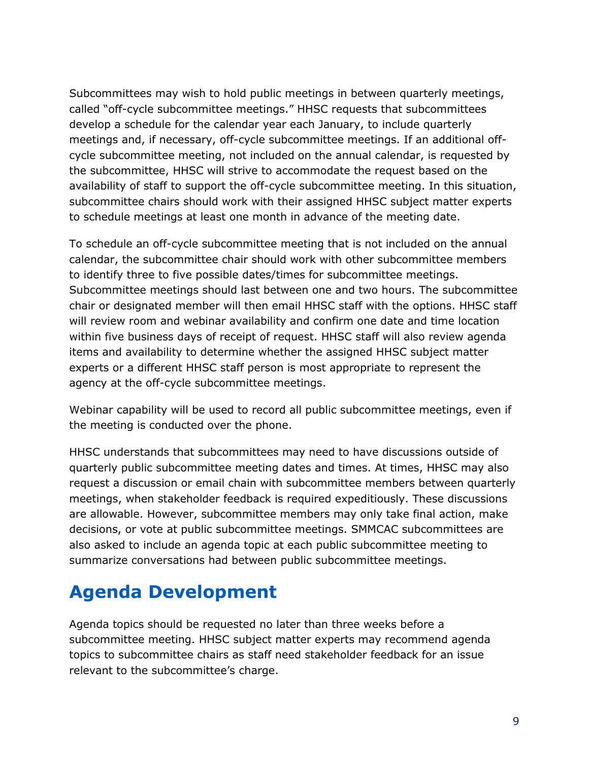Subcommittees may wish to hold public meetings in between quarterly meetings, called "off-cycle subcommittee meetings." HHSC requests that subcommittees develop a schedule for the calendar year each January, to include quarterly meetings and, if necessary, off-cycle subcommittee meetings. If an additional off-cycle subcommittee meeting, not included on the annual calendar, is requested by the subcommittee, HHSC will strive to accommodate the request based on the availability of staff to support the off-cycle subcommittee meeting. In this situation, subcommittee chairs should work with their assigned HHSC subject matter experts to schedule meetings at least one month in advance of the meeting date.

To schedule an off-cycle subcommittee meeting that is not included on the annual calendar, the subcommittee chair should work with other subcommittee members to identify three to five possible dates/times for subcommittee meetings. Subcommittee meetings should last between one and two hours. The subcommittee chair or designated member will then email HHSC staff with the options. HHSC staff will review room and webinar availability and confirm one date and time location within five business days of receipt of request. HHSC staff will also review agenda items and availability to determine whether the assigned HHSC subject matter experts or a different HHSC staff person is most appropriate to represent the agency at the off-cycle subcommittee meetings.

Webinar capability will be used to record all public subcommittee meetings, even if the meeting is conducted over the phone.

HHSC understands that subcommittees may need to have discussions outside of quarterly public subcommittee meeting dates and times. At times, HHSC may also request a discussion or email chain with subcommittee members between quarterly meetings, when stakeholder feedback is required expeditiously. These discussions are allowable. However, subcommittee members may only take final action, make decisions, or vote at public subcommittee meetings. SMMCAC subcommittees are also asked to include an agenda topic at each public subcommittee meeting to summarize conversations had between public subcommittee meetings.

# Agenda Development

Agenda topics should be requested no later than three weeks before a subcommittee meeting. HHSC subject matter experts may recommend agenda topics to subcommittee chairs as staff need stakeholder feedback for an issue relevant to the subcommittee's charge.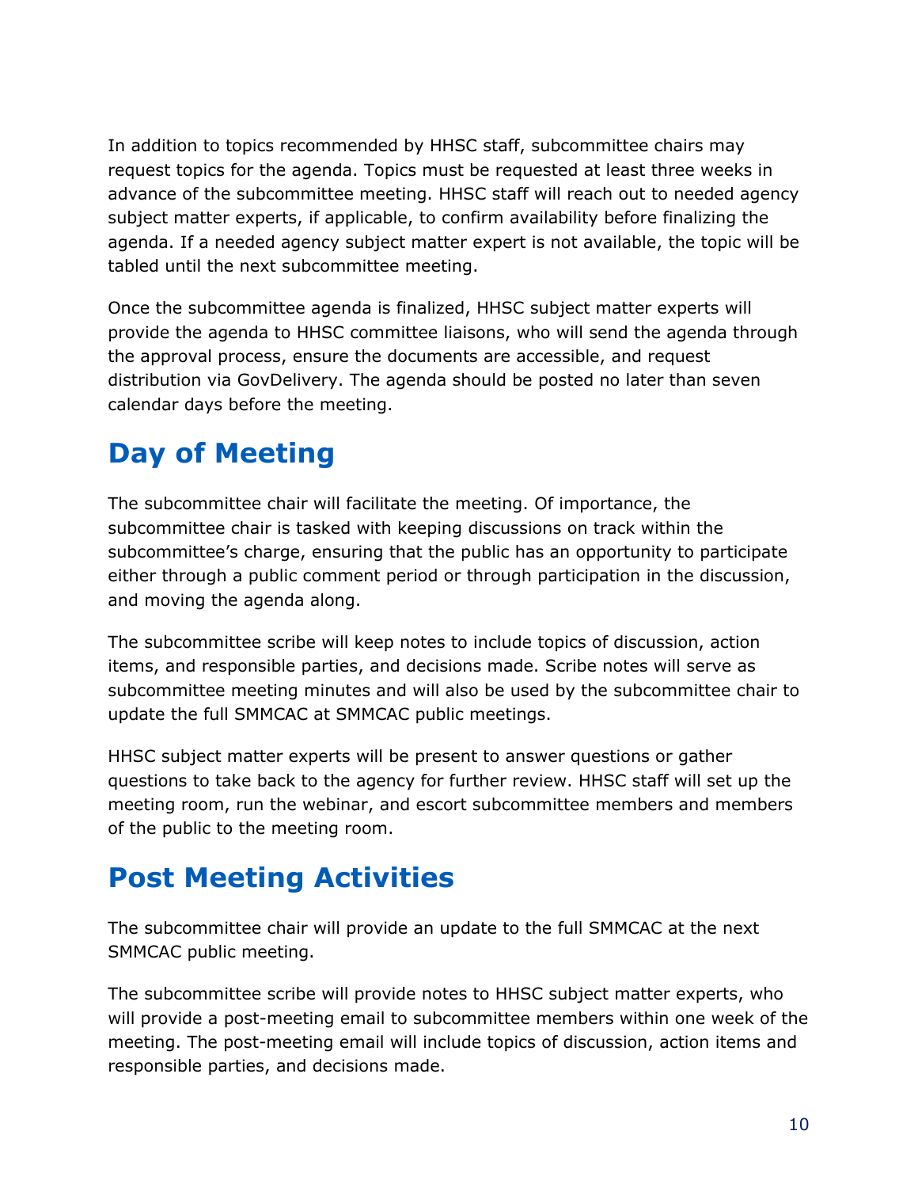In addition to topics recommended by HHSC staff, subcommittee chairs may request topics for the agenda. Topics must be requested at least three weeks in advance of the subcommittee meeting. HHSC staff will reach out to needed agency subject matter experts, if applicable, to confirm availability before finalizing the agenda. If a needed agency subject matter expert is not available, the topic will be tabled until the next subcommittee meeting.

Once the subcommittee agenda is finalized, HHSC subject matter experts will provide the agenda to HHSC committee liaisons, who will send the agenda through the approval process, ensure the documents are accessible, and request distribution via GovDelivery. The agenda should be posted no later than seven calendar days before the meeting.

## Day of Meeting

The subcommittee chair will facilitate the meeting. Of importance, the subcommittee chair is tasked with keeping discussions on track within the subcommittee's charge, ensuring that the public has an opportunity to participate either through a public comment period or through participation in the discussion, and moving the agenda along.

The subcommittee scribe will keep notes to include topics of discussion, action items, and responsible parties, and decisions made. Scribe notes will serve as subcommittee meeting minutes and will also be used by the subcommittee chair to update the full SMMCAC at SMMCAC public meetings.

HHSC subject matter experts will be present to answer questions or gather questions to take back to the agency for further review. HHSC staff will set up the meeting room, run the webinar, and escort subcommittee members and members of the public to the meeting room.

## Post Meeting Activities

The subcommittee chair will provide an update to the full SMMCAC at the next SMMCAC public meeting.

The subcommittee scribe will provide notes to HHSC subject matter experts, who will provide a post-meeting email to subcommittee members within one week of the meeting. The post-meeting email will include topics of discussion, action items and responsible parties, and decisions made.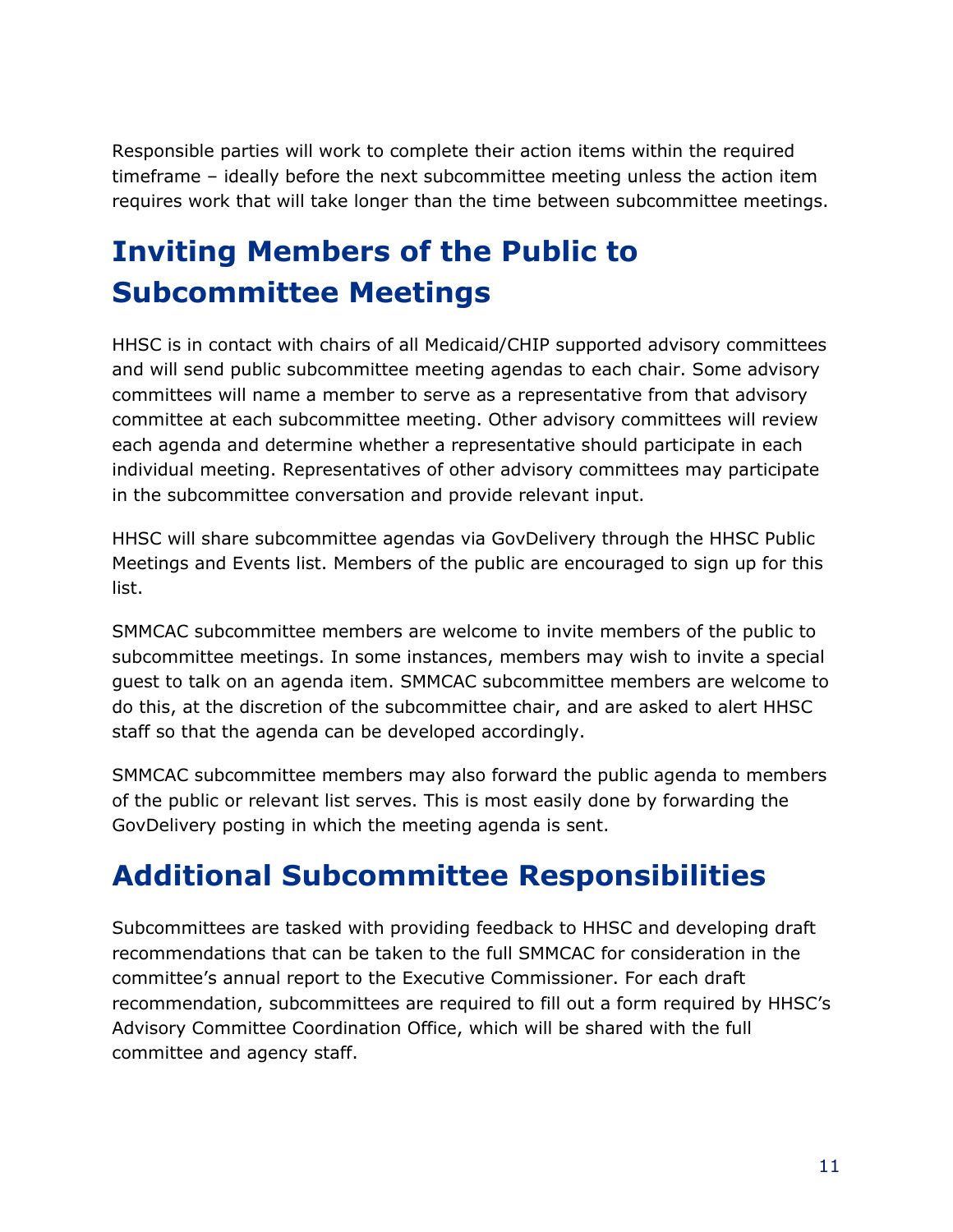Responsible parties will work to complete their action items within the required timeframe – ideally before the next subcommittee meeting unless the action item requires work that will take longer than the time between subcommittee meetings.

# Inviting Members of the Public to Subcommittee Meetings

HHSC is in contact with chairs of all Medicaid/CHIP supported advisory committees and will send public subcommittee meeting agendas to each chair. Some advisory committees will name a member to serve as a representative from that advisory committee at each subcommittee meeting. Other advisory committees will review each agenda and determine whether a representative should participate in each individual meeting. Representatives of other advisory committees may participate in the subcommittee conversation and provide relevant input.

HHSC will share subcommittee agendas via GovDelivery through the HHSC Public Meetings and Events list. Members of the public are encouraged to sign up for this list.

SMMCAC subcommittee members are welcome to invite members of the public to subcommittee meetings. In some instances, members may wish to invite a special guest to talk on an agenda item. SMMCAC subcommittee members are welcome to do this, at the discretion of the subcommittee chair, and are asked to alert HHSC staff so that the agenda can be developed accordingly.

SMMCAC subcommittee members may also forward the public agenda to members of the public or relevant list serves. This is most easily done by forwarding the GovDelivery posting in which the meeting agenda is sent.

# Additional Subcommittee Responsibilities

Subcommittees are tasked with providing feedback to HHSC and developing draft recommendations that can be taken to the full SMMCAC for consideration in the committee's annual report to the Executive Commissioner. For each draft recommendation, subcommittees are required to fill out a form required by HHSC's Advisory Committee Coordination Office, which will be shared with the full committee and agency staff.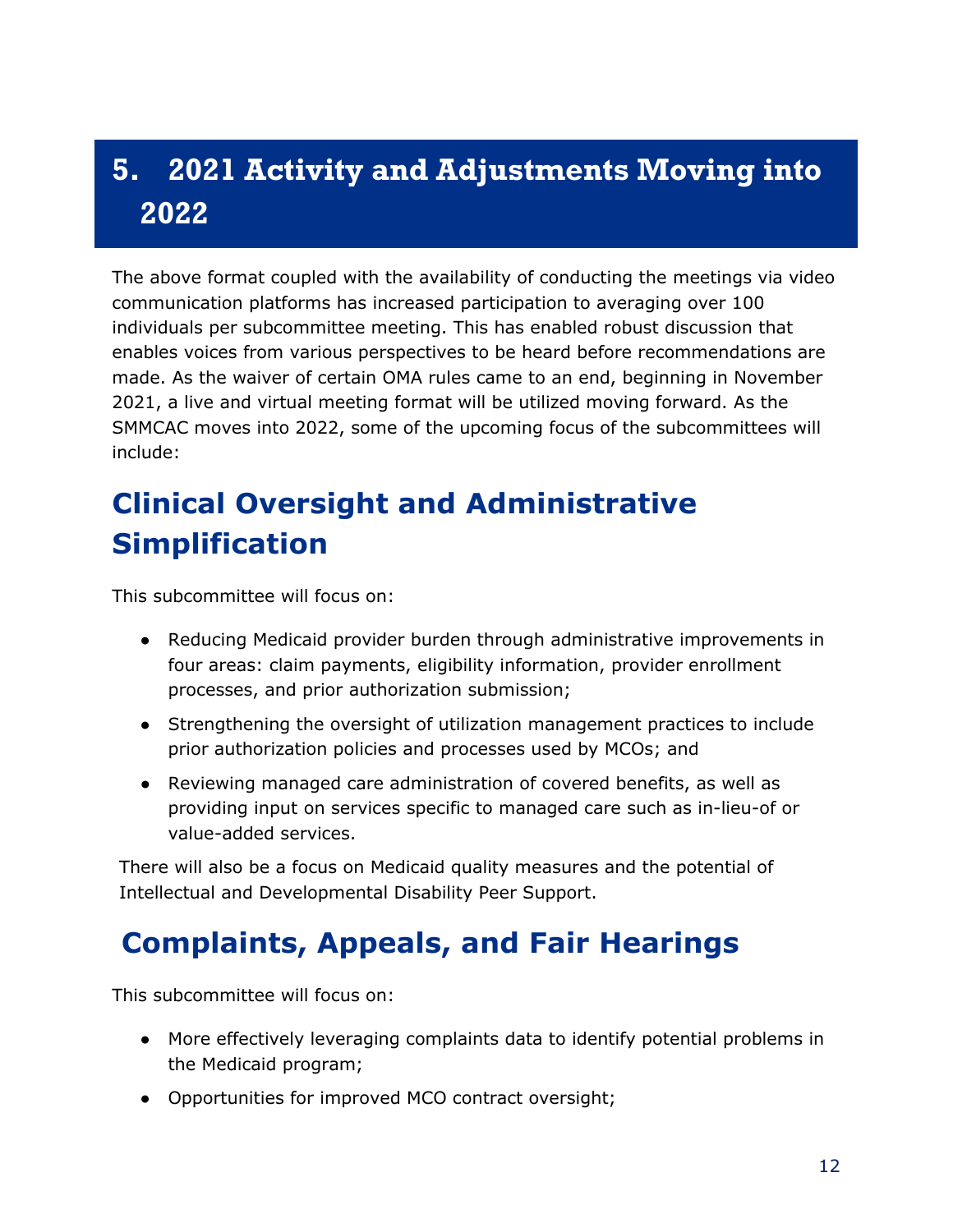# 5. 2021 Activity and Adjustments Moving into 2022

The above format coupled with the availability of conducting the meetings via video communication platforms has increased participation to averaging over 100 individuals per subcommittee meeting. This has enabled robust discussion that enables voices from various perspectives to be heard before recommendations are made. As the waiver of certain OMA rules came to an end, beginning in November 2021, a live and virtual meeting format will be utilized moving forward. As the SMMCAC moves into 2022, some of the upcoming focus of the subcommittees will include:

## Clinical Oversight and Administrative Simplification

This subcommittee will focus on:

- Reducing Medicaid provider burden through administrative improvements in four areas: claim payments, eligibility information, provider enrollment processes, and prior authorization submission;
- Strengthening the oversight of utilization management practices to include prior authorization policies and processes used by MCOs; and
- Reviewing managed care administration of covered benefits, as well as providing input on services specific to managed care such as in-lieu-of or value-added services.

There will also be a focus on Medicaid quality measures and the potential of Intellectual and Developmental Disability Peer Support.

## Complaints, Appeals, and Fair Hearings

This subcommittee will focus on:

- More effectively leveraging complaints data to identify potential problems in the Medicaid program;
- Opportunities for improved MCO contract oversight;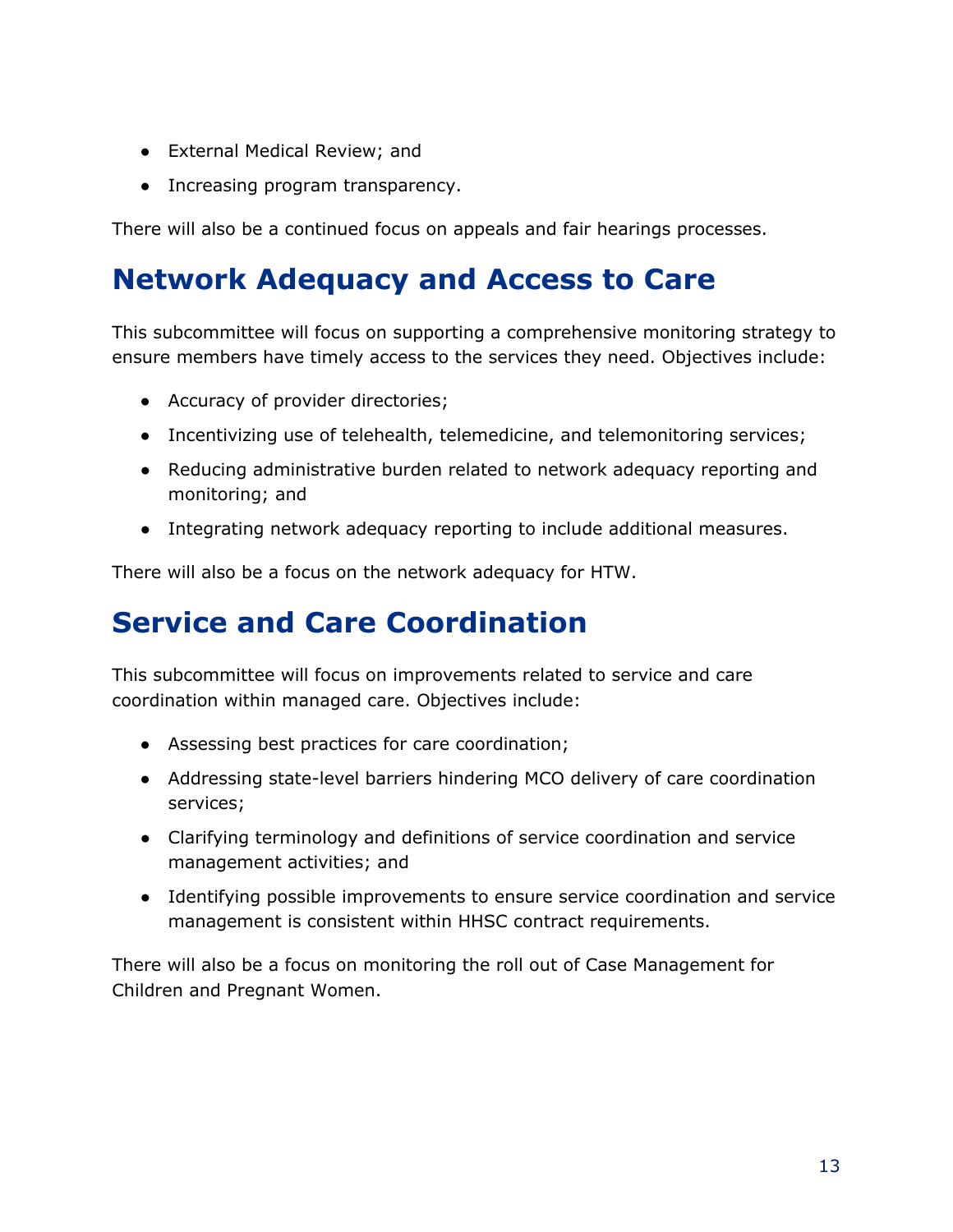- External Medical Review; and
- Increasing program transparency.

There will also be a continued focus on appeals and fair hearings processes.

## Network Adequacy and Access to Care

This subcommittee will focus on supporting a comprehensive monitoring strategy to ensure members have timely access to the services they need. Objectives include:

- Accuracy of provider directories;
- Incentivizing use of telehealth, telemedicine, and telemonitoring services;
- Reducing administrative burden related to network adequacy reporting and monitoring; and
- Integrating network adequacy reporting to include additional measures.

There will also be a focus on the network adequacy for HTW.

## Service and Care Coordination

This subcommittee will focus on improvements related to service and care coordination within managed care. Objectives include:

- Assessing best practices for care coordination;
- Addressing state-level barriers hindering MCO delivery of care coordination services;
- Clarifying terminology and definitions of service coordination and service management activities; and
- Identifying possible improvements to ensure service coordination and service management is consistent within HHSC contract requirements.

There will also be a focus on monitoring the roll out of Case Management for Children and Pregnant Women.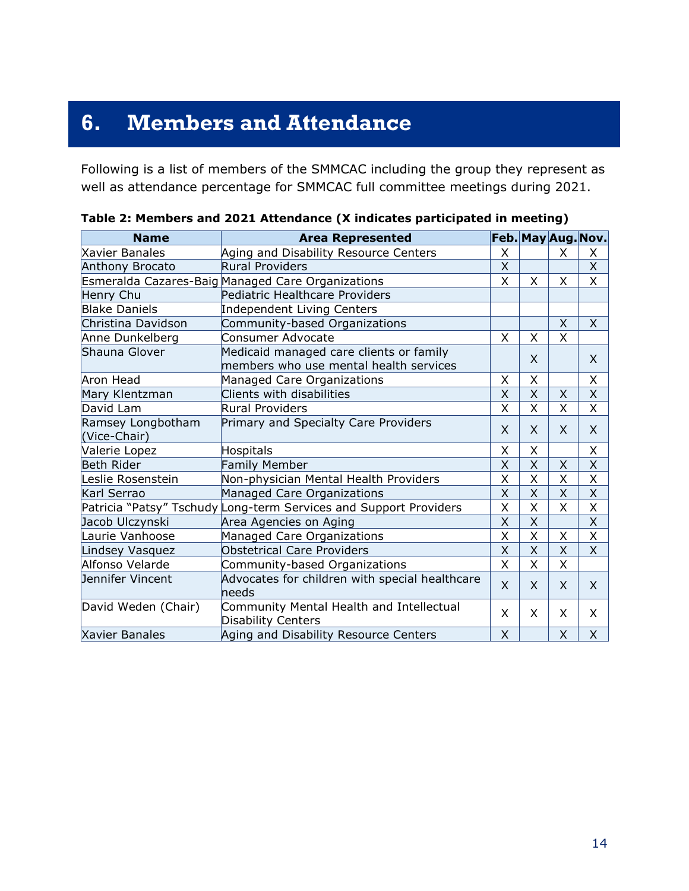# 6. Members and Attendance

Following is a list of members of the SMMCAC including the group they represent as well as attendance percentage for SMMCAC full committee meetings during 2021.

**Table 2: Members and 2021 Attendance (X indicates participated in meeting)**

| Name | Area Represented | Feb. | May | Aug. | Nov. |
|---|---|---|---|---|---|
| Xavier Banales | Aging and Disability Resource Centers | X | | X | X |
| Anthony Brocato | Rural Providers | X | | | X |
| Esmeralda Cazares-Baig | Managed Care Organizations | X | X | X | X |
| Henry Chu | Pediatric Healthcare Providers | | | | |
| Blake Daniels | Independent Living Centers | | | | |
| Christina Davidson | Community-based Organizations | | | X | X |
| Anne Dunkelberg | Consumer Advocate | X | X | X | |
| Shauna Glover | Medicaid managed care clients or family members who use mental health services | | X | | X |
| Aron Head | Managed Care Organizations | X | X | | X |
| Mary Klentzman | Clients with disabilities | X | X | X | X |
| David Lam | Rural Providers | X | X | X | X |
| Ramsey Longbotham (Vice-Chair) | Primary and Specialty Care Providers | X | X | X | X |
| Valerie Lopez | Hospitals | X | X | | X |
| Beth Rider | Family Member | X | X | X | X |
| Leslie Rosenstein | Non-physician Mental Health Providers | X | X | X | X |
| Karl Serrao | Managed Care Organizations | X | X | X | X |
| Patricia "Patsy" Tschudy | Long-term Services and Support Providers | X | X | X | X |
| Jacob Ulczynski | Area Agencies on Aging | X | X | | X |
| Laurie Vanhoose | Managed Care Organizations | X | X | X | X |
| Lindsey Vasquez | Obstetrical Care Providers | X | X | X | X |
| Alfonso Velarde | Community-based Organizations | X | X | X | |
| Jennifer Vincent | Advocates for children with special healthcare needs | X | X | X | X |
| David Weden (Chair) | Community Mental Health and Intellectual Disability Centers | X | X | X | X |
| Xavier Banales | Aging and Disability Resource Centers | X | | X | X |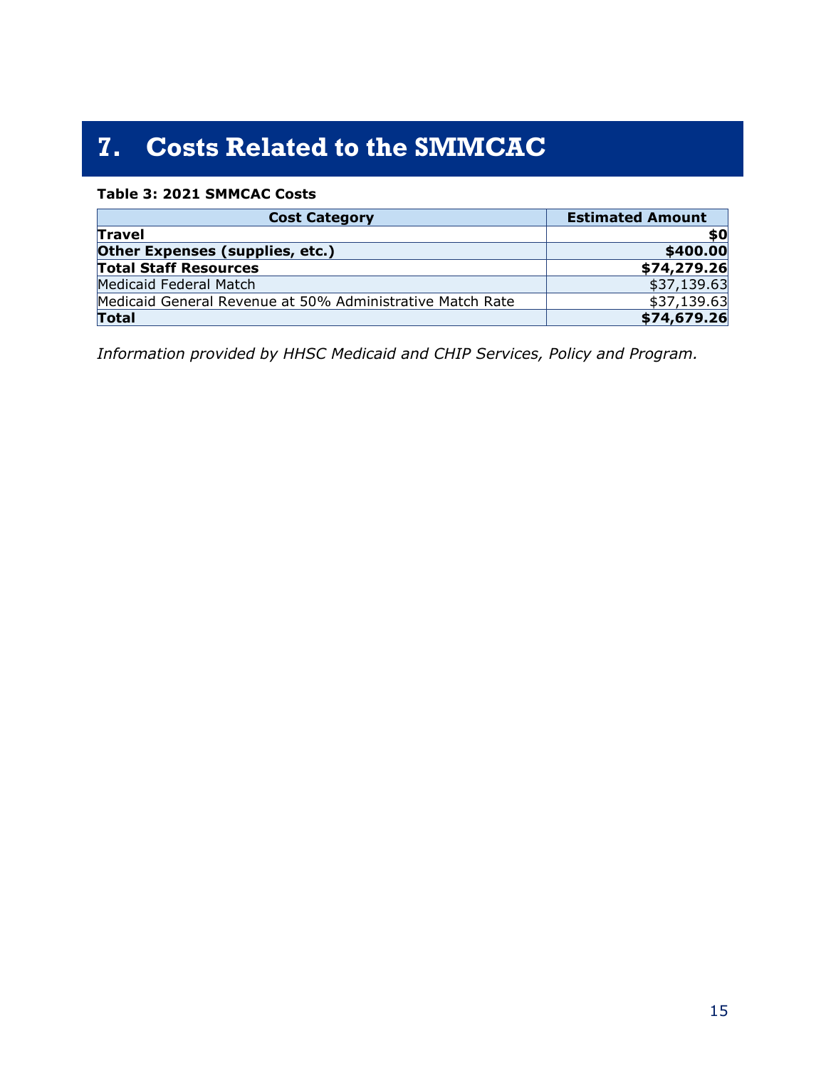# 7. Costs Related to the SMMCAC

**Table 3: 2021 SMMCAC Costs**

| Cost Category | Estimated Amount |
|---|---|
| **Travel** | **$0** |
| **Other Expenses (supplies, etc.)** | **$400.00** |
| **Total Staff Resources** | **$74,279.26** |
| Medicaid Federal Match | $37,139.63 |
| Medicaid General Revenue at 50% Administrative Match Rate | $37,139.63 |
| **Total** | **$74,679.26** |

*Information provided by HHSC Medicaid and CHIP Services, Policy and Program.*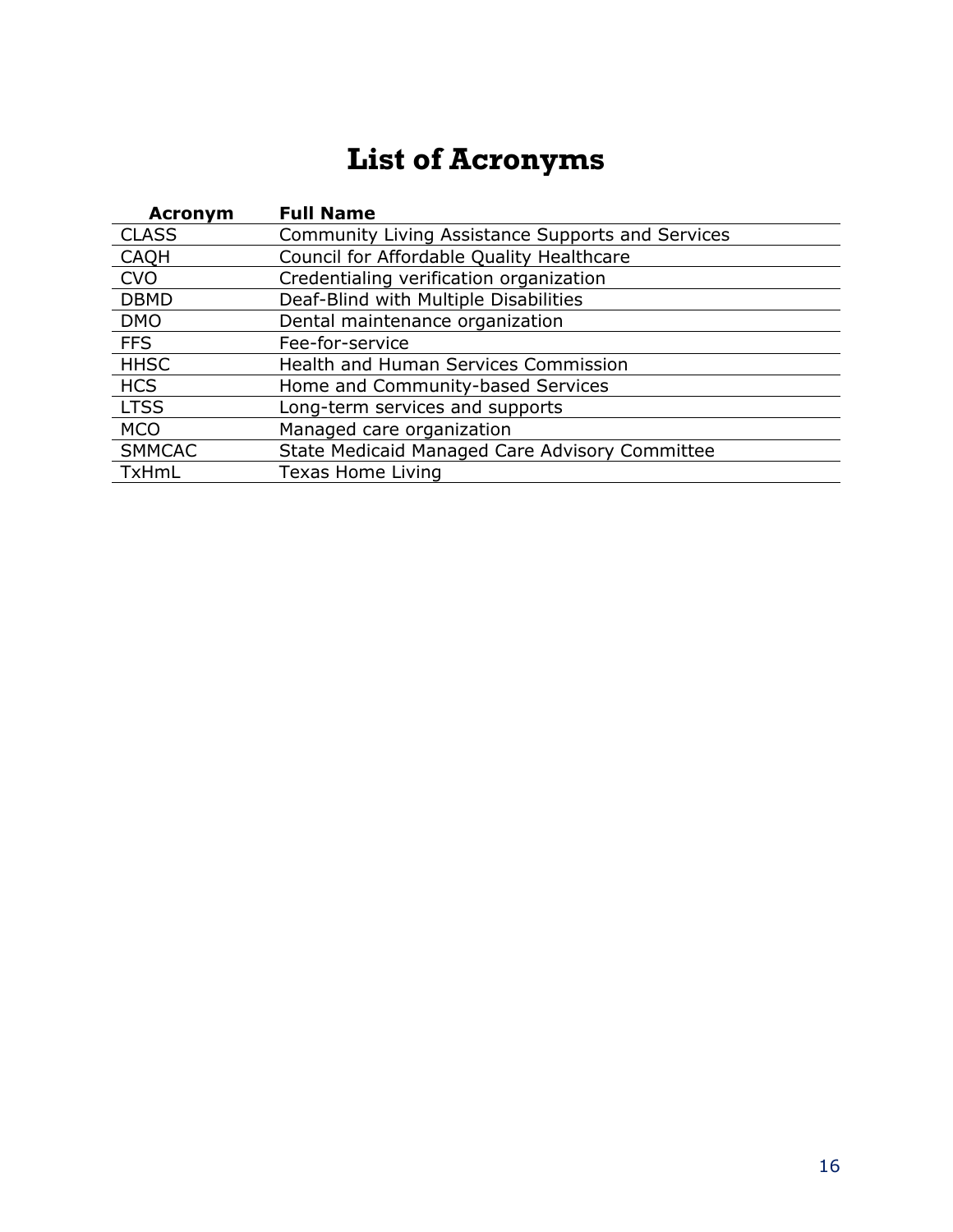# List of Acronyms

| Acronym | Full Name |
| --- | --- |
| CLASS | Community Living Assistance Supports and Services |
| CAQH | Council for Affordable Quality Healthcare |
| CVO | Credentialing verification organization |
| DBMD | Deaf-Blind with Multiple Disabilities |
| DMO | Dental maintenance organization |
| FFS | Fee-for-service |
| HHSC | Health and Human Services Commission |
| HCS | Home and Community-based Services |
| LTSS | Long-term services and supports |
| MCO | Managed care organization |
| SMMCAC | State Medicaid Managed Care Advisory Committee |
| TxHmL | Texas Home Living |